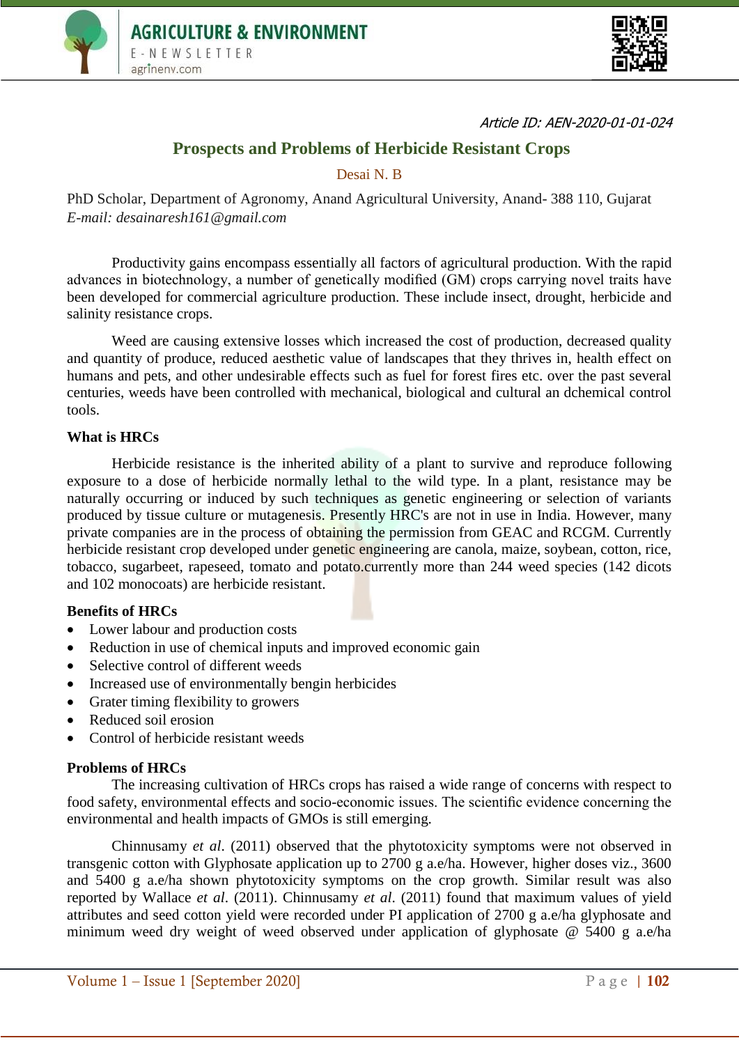Article ID: AEN-2020-01-01-024

# Prospects and Problems of Herbicide Resistant Crops

Desai N. B

PhD Scholar, Department of Agronomy, Anand Agricultural University, Anand- 388 110, Gujarat

*E-mail: desainaresh161@gmail.com*

Productivity gains encompass essentially all factors of agricultural production. With the rapid advances in biotechnology, a number of genetically modified (GM) crops carrying novel traits have been developed for commercial agriculture production. These include insect, drought, herbicide and salinity resistance crops.

Weed are causing extensive losses which increased the cost of production, decreased quality and quantity of produce, reduced aesthetic value of landscapes that they thrives in, health effect on humans and pets, and other undesirable effects such as fuel for forest fires etc. over the past several centuries, weeds have been controlled with mechanical, biological and cultural an dchemical control tools.

**What is HRCs**

Herbicide resistance is the inherited ability of a plant to survive and reproduce following exposure to a dose of herbicide normally lethal to the wild type. In a plant, resistance may be naturally occurring or induced by such techniques as genetic engineering or selection of variants produced by tissue culture or mutagenesis. Presently HRC's are not in use in India. However, many private companies are in the process of obtaining the permission from GEAC and RCGM. Currently herbicide resistant crop developed under genetic engineering are canola, maize, soybean, cotton, rice, tobacco, sugarbeet, rapeseed, tomato and potato.currently more than 244 weed species (142 dicots and 102 monocoats) are herbicide resistant.

**Benefits of HRCs**

- Lower labour and production costs
- Reduction in use of chemical inputs and improved economic gain
- Selective control of different weeds
- Increased use of environmentally bengin herbicides
- Grater timing flexibility to growers
- Reduced soil erosion
- Control of herbicide resistant weeds

**Problems of HRCs**

The increasing cultivation of HRCs crops has raised a wide range of concerns with respect to food safety, environmental effects and socio-economic issues. The scientific evidence concerning the environmental and health impacts of GMOs is still emerging.

Chinnusamy *et al*. (2011) observed that the phytotoxicity symptoms were not observed in transgenic cotton with Glyphosate application up to 2700 g a.e/ha. However, higher doses viz., 3600 and 5400 g a.e/ha shown phytotoxicity symptoms on the crop growth. Similar result was also reported by Wallace *et al*. (2011). Chinnusamy *et al*. (2011) found that maximum values of yield attributes and seed cotton yield were recorded under PI application of 2700 g a.e/ha glyphosate and minimum weed dry weight of weed observed under application of glyphosate @ 5400 g a.e/ha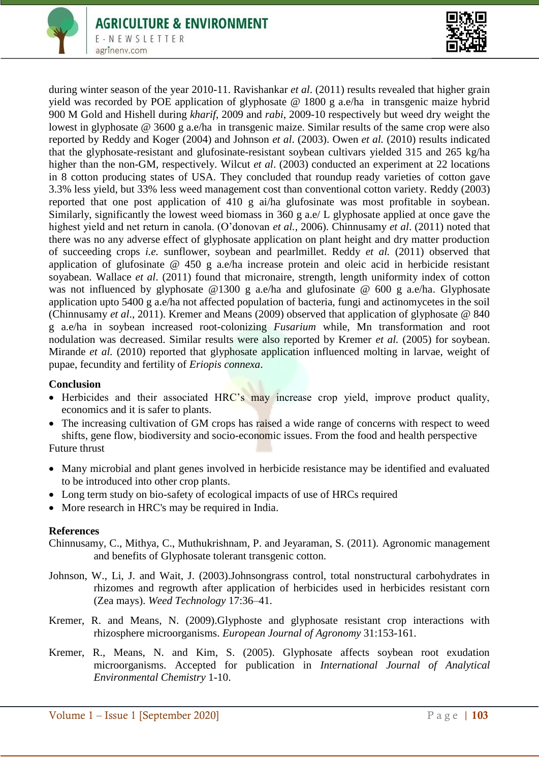during winter season of the year 2010-11. Ravishankar *et al*. (2011) results revealed that higher grain yield was recorded by POE application of glyphosate @ 1800 g a.e/ha in transgenic maize hybrid 900 M Gold and Hishell during *kharif*, 2009 and *rabi*, 2009-10 respectively but weed dry weight the lowest in glyphosate @ 3600 g a.e/ha in transgenic maize. Similar results of the same crop were also reported by Reddy and Koger (2004) and Johnson *et al*. (2003). Owen *et al.* (2010) results indicated that the glyphosate-resistant and glufosinate-resistant soybean cultivars yielded 315 and 265 kg/ha higher than the non-GM, respectively. Wilcut *et al*. (2003) conducted an experiment at 22 locations in 8 cotton producing states of USA. They concluded that roundup ready varieties of cotton gave 3.3% less yield, but 33% less weed management cost than conventional cotton variety. Reddy (2003) reported that one post application of 410 g ai/ha glufosinate was most profitable in soybean. Similarly, significantly the lowest weed biomass in 360 g a.e/ L glyphosate applied at once gave the highest yield and net return in canola. (O'donovan *et al.*, 2006). Chinnusamy *et al*. (2011) noted that there was no any adverse effect of glyphosate application on plant height and dry matter production of succeeding crops *i.e.* sunflower, soybean and pearlmillet. Reddy *et al.* (2011) observed that application of glufosinate @ 450 g a.e/ha increase protein and oleic acid in herbicide resistant soyabean. Wallace *et al*. (2011) found that micronaire, strength, length uniformity index of cotton was not influenced by glyphosate @1300 g a.e/ha and glufosinate @ 600 g a.e/ha. Glyphosate application upto 5400 g a.e/ha not affected population of bacteria, fungi and actinomycetes in the soil (Chinnusamy *et al*., 2011). Kremer and Means (2009) observed that application of glyphosate @ 840 g a.e/ha in soybean increased root-colonizing *Fusarium* while, Mn transformation and root nodulation was decreased. Similar results were also reported by Kremer *et al.* (2005) for soybean. Mirande *et al.* (2010) reported that glyphosate application influenced molting in larvae, weight of pupae, fecundity and fertility of *Eriopis connexa*.

**Conclusion**

- Herbicides and their associated HRC's may increase crop yield, improve product quality, economics and it is safer to plants.
- The increasing cultivation of GM crops has raised a wide range of concerns with respect to weed shifts, gene flow, biodiversity and socio-economic issues. From the food and health perspective

Future thrust

- Many microbial and plant genes involved in herbicide resistance may be identified and evaluated to be introduced into other crop plants.
- Long term study on bio-safety of ecological impacts of use of HRCs required
- More research in HRC's may be required in India.

**References**

Chinnusamy, C., Mithya, C., Muthukrishnam, P. and Jeyaraman, S. (2011). Agronomic management and benefits of Glyphosate tolerant transgenic cotton.

Johnson, W., Li, J. and Wait, J. (2003).Johnsongrass control, total nonstructural carbohydrates in rhizomes and regrowth after application of herbicides used in herbicides resistant corn (Zea mays). *Weed Technology* 17:36–41.

Kremer, R. and Means, N. (2009).Glyphoste and glyphosate resistant crop interactions with rhizosphere microorganisms. *European Journal of Agronomy* 31:153-161.

Kremer, R., Means, N. and Kim, S. (2005). Glyphosate affects soybean root exudation microorganisms. Accepted for publication in *International Journal of Analytical Environmental Chemistry* 1-10.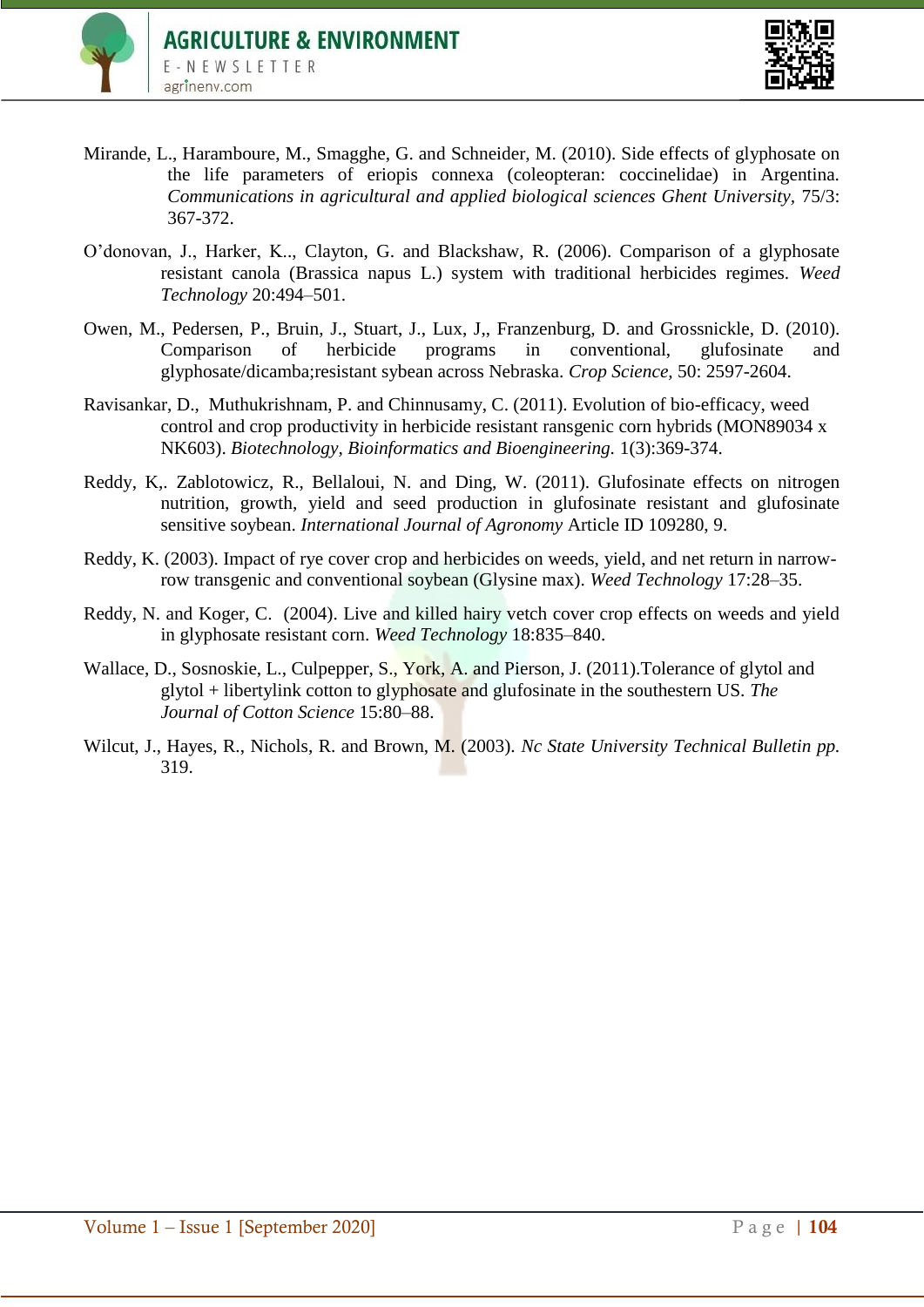Mirande, L., Haramboure, M., Smagghe, G. and Schneider, M. (2010). Side effects of glyphosate on the life parameters of eriopis connexa (coleopteran: coccinelidae) in Argentina. *Communications in agricultural and applied biological sciences Ghent University,* 75/3: 367-372.

O'donovan, J., Harker, K.., Clayton, G. and Blackshaw, R. (2006). Comparison of a glyphosate resistant canola (Brassica napus L.) system with traditional herbicides regimes. *Weed Technology* 20:494–501.

Owen, M., Pedersen, P., Bruin, J., Stuart, J., Lux, J,, Franzenburg, D. and Grossnickle, D. (2010). Comparison of herbicide programs in conventional, glufosinate and glyphosate/dicamba;resistant sybean across Nebraska. *Crop Science,* 50: 2597-2604.

Ravisankar, D., Muthukrishnam, P. and Chinnusamy, C. (2011). Evolution of bio-efficacy, weed control and crop productivity in herbicide resistant ransgenic corn hybrids (MON89034 x NK603). *Biotechnology, Bioinformatics and Bioengineering.* 1(3):369-374.

Reddy, K,. Zablotowicz, R., Bellaloui, N. and Ding, W. (2011). Glufosinate effects on nitrogen nutrition, growth, yield and seed production in glufosinate resistant and glufosinate sensitive soybean. *International Journal of Agronomy* Article ID 109280, 9.

Reddy, K. (2003). Impact of rye cover crop and herbicides on weeds, yield, and net return in narrow-row transgenic and conventional soybean (Glysine max). *Weed Technology* 17:28–35.

Reddy, N. and Koger, C. (2004). Live and killed hairy vetch cover crop effects on weeds and yield in glyphosate resistant corn. *Weed Technology* 18:835–840.

Wallace, D., Sosnoskie, L., Culpepper, S., York, A. and Pierson, J. (2011).Tolerance of glytol and glytol + libertylink cotton to glyphosate and glufosinate in the southestern US. *The Journal of Cotton Science* 15:80–88.

Wilcut, J., Hayes, R., Nichols, R. and Brown, M. (2003). *Nc State University Technical Bulletin pp.* 319.